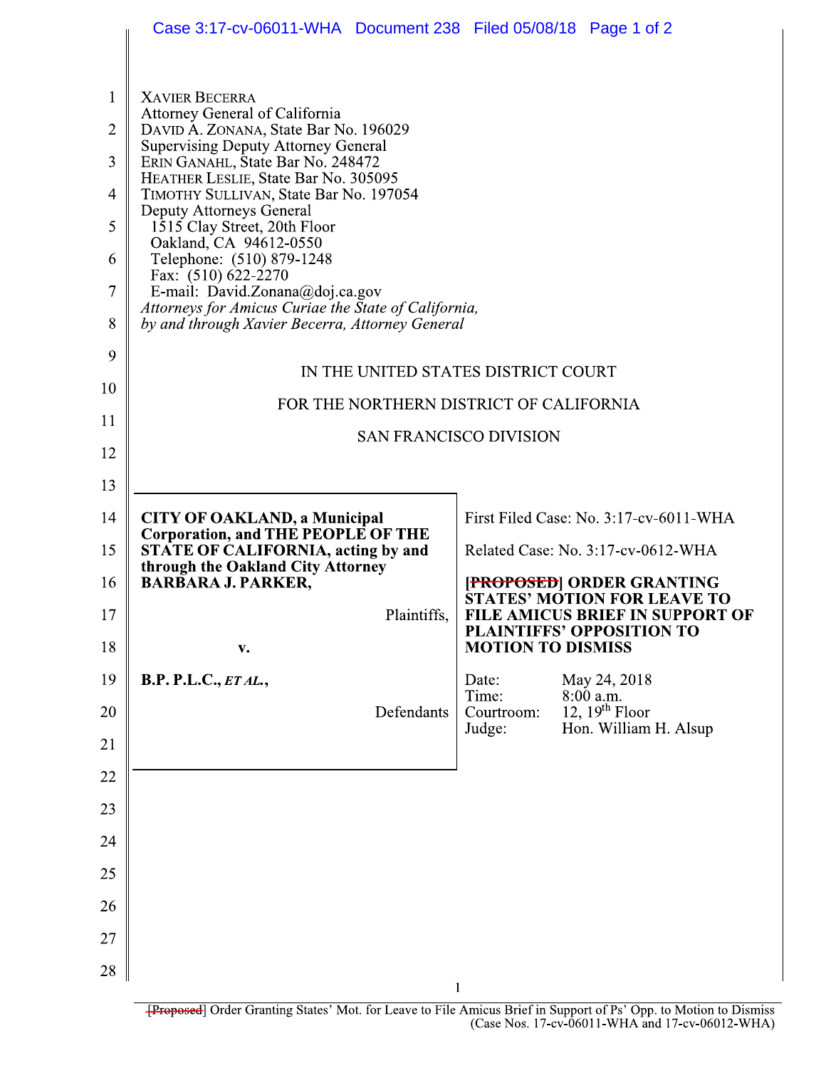XAVIER BECERRA
Attorney General of California
DAVID A. ZONANA, State Bar No. 196029
Supervising Deputy Attorney General
ERIN GANAHL, State Bar No. 248472
HEATHER LESLIE, State Bar No. 305095
TIMOTHY SULLIVAN, State Bar No. 197054
Deputy Attorneys General
1515 Clay Street, 20th Floor
Oakland, CA 94612-0550
Telephone: (510) 879-1248
Fax: (510) 622-2270
E-mail: David.Zonana@doj.ca.gov
*Attorneys for Amicus Curiae the State of California, by and through Xavier Becerra, Attorney General*

IN THE UNITED STATES DISTRICT COURT

FOR THE NORTHERN DISTRICT OF CALIFORNIA

SAN FRANCISCO DIVISION

| | |
|---|---|
| **CITY OF OAKLAND, a Municipal Corporation, and THE PEOPLE OF THE STATE OF CALIFORNIA, acting by and through the Oakland City Attorney BARBARA J. PARKER,**<br><br>Plaintiffs,<br><br>**v.**<br><br>**B.P. P.L.C., *ET AL.*,**<br><br>Defendants | First Filed Case: No. 3:17-cv-6011-WHA<br><br>Related Case: No. 3:17-cv-0612-WHA<br><br>**[~~PROPOSED~~] ORDER GRANTING STATES' MOTION FOR LEAVE TO FILE AMICUS BRIEF IN SUPPORT OF PLAINTIFFS' OPPOSITION TO MOTION TO DISMISS**<br><br>Date: May 24, 2018<br>Time: 8:00 a.m.<br>Courtroom: 12, 19th Floor<br>Judge: Hon. William H. Alsup |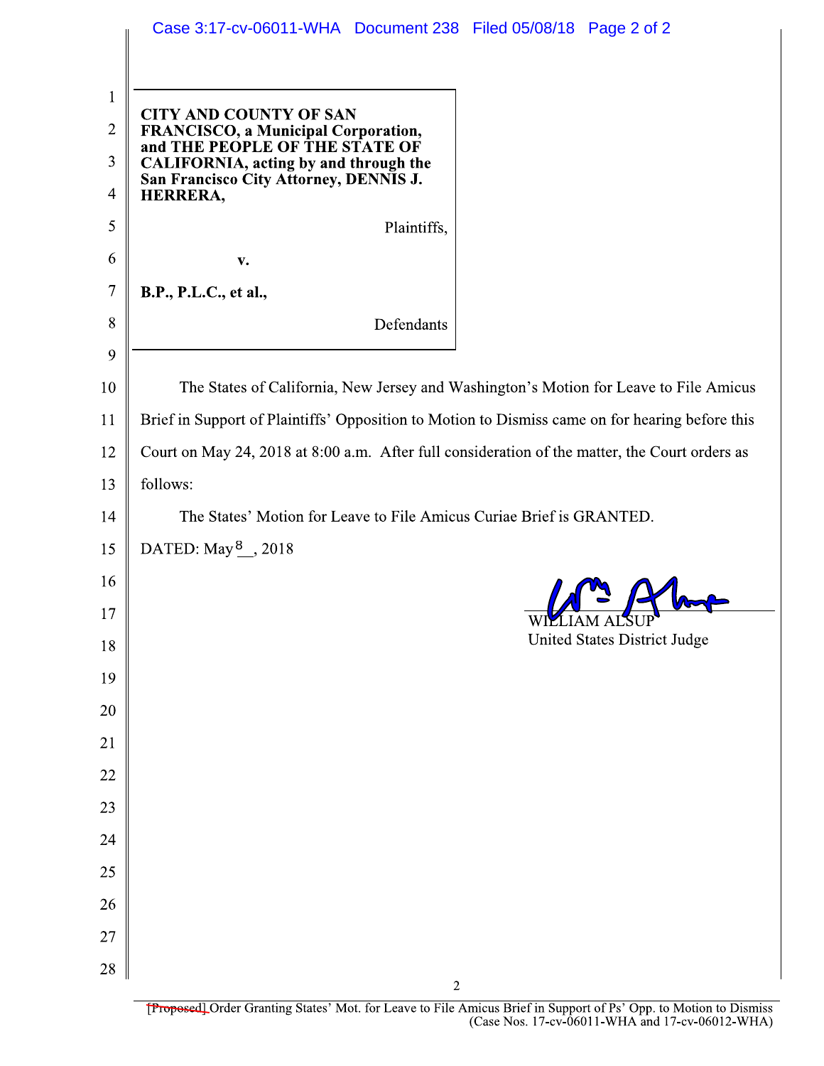**CITY AND COUNTY OF SAN FRANCISCO, a Municipal Corporation, and THE PEOPLE OF THE STATE OF CALIFORNIA, acting by and through the San Francisco City Attorney, DENNIS J. HERRERA,**

Plaintiffs,

v.

**B.P., P.L.C., et al.,**

Defendants

The States of California, New Jersey and Washington's Motion for Leave to File Amicus Brief in Support of Plaintiffs' Opposition to Motion to Dismiss came on for hearing before this Court on May 24, 2018 at 8:00 a.m. After full consideration of the matter, the Court orders as follows:

The States' Motion for Leave to File Amicus Curiae Brief is GRANTED.

DATED: May 8, 2018

WILLIAM ALSUP
United States District Judge

~~[Proposed]~~ Order Granting States' Mot. for Leave to File Amicus Brief in Support of Ps' Opp. to Motion to Dismiss (Case Nos. 17-cv-06011-WHA and 17-cv-06012-WHA)